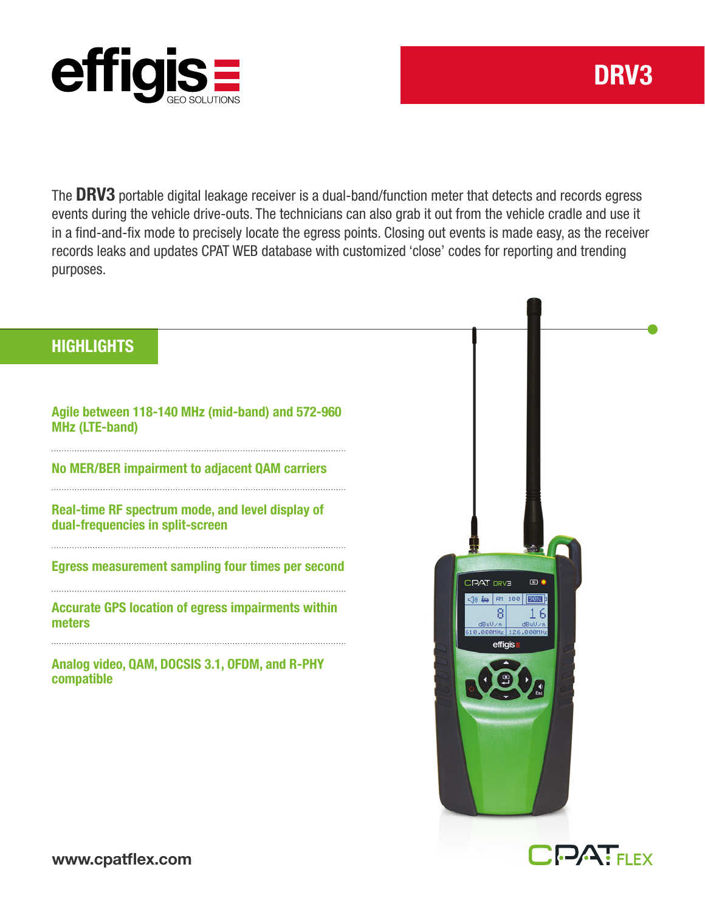effigis GEO SOLUTIONS

# DRV3

The **DRV3** portable digital leakage receiver is a dual-band/function meter that detects and records egress events during the vehicle drive-outs. The technicians can also grab it out from the vehicle cradle and use it in a find-and-fix mode to precisely locate the egress points. Closing out events is made easy, as the receiver records leaks and updates CPAT WEB database with customized 'close' codes for reporting and trending purposes.

## HIGHLIGHTS

**Agile between 118-140 MHz (mid-band) and 572-960 MHz (LTE-band)**

**No MER/BER impairment to adjacent QAM carriers**

**Real-time RF spectrum mode, and level display of dual-frequencies in split-screen**

**Egress measurement sampling four times per second**

**Accurate GPS location of egress impairments within meters**

**Analog video, QAM, DOCSIS 3.1, OFDM, and R-PHY compatible**

www.cpatflex.com

CPAT FLEX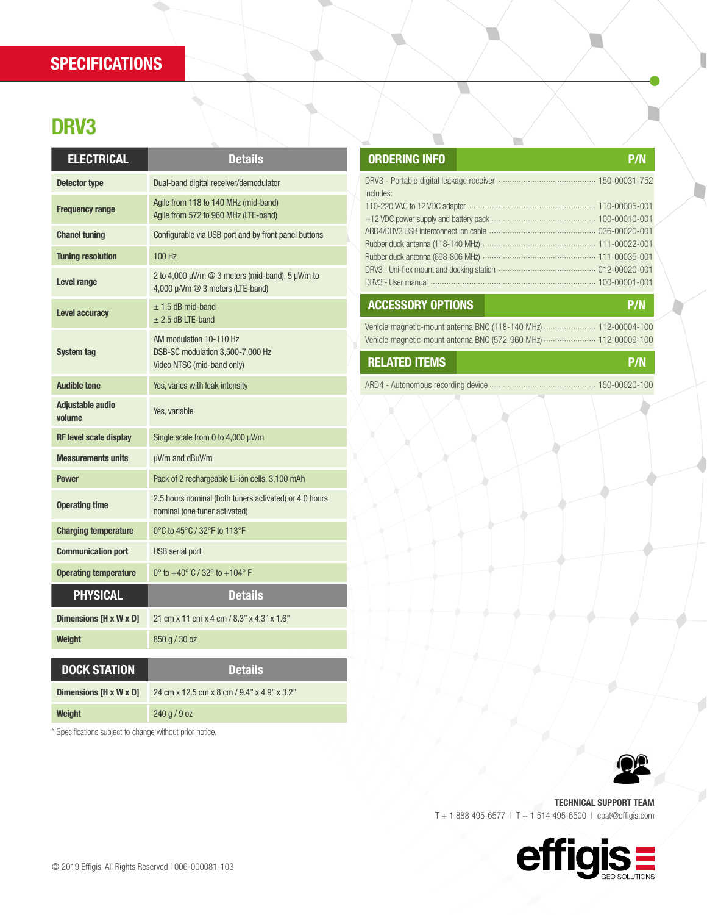# SPECIFICATIONS

## DRV3

| ELECTRICAL | Details |
|---|---|
| Detector type | Dual-band digital receiver/demodulator |
| Frequency range | Agile from 118 to 140 MHz (mid-band)<br>Agile from 572 to 960 MHz (LTE-band) |
| Chanel tuning | Configurable via USB port and by front panel buttons |
| Tuning resolution | 100 Hz |
| Level range | 2 to 4,000 µV/m @ 3 meters (mid-band), 5 µV/m to 4,000 µ/Vm @ 3 meters (LTE-band) |
| Level accuracy | ± 1.5 dB mid-band<br>± 2.5 dB LTE-band |
| System tag | AM modulation 10-110 Hz<br>DSB-SC modulation 3,500-7,000 Hz<br>Video NTSC (mid-band only) |
| Audible tone | Yes, varies with leak intensity |
| Adjustable audio volume | Yes, variable |
| RF level scale display | Single scale from 0 to 4,000 µV/m |
| Measurements units | µV/m and dBuV/m |
| Power | Pack of 2 rechargeable Li-ion cells, 3,100 mAh |
| Operating time | 2.5 hours nominal (both tuners activated) or 4.0 hours nominal (one tuner activated) |
| Charging temperature | 0°C to 45°C / 32°F to 113°F |
| Communication port | USB serial port |
| Operating temperature | 0° to +40° C / 32° to +104° F |

| PHYSICAL | Details |
|---|---|
| Dimensions [H x W x D] | 21 cm x 11 cm x 4 cm / 8.3" x 4.3" x 1.6" |
| Weight | 850 g / 30 oz |

| DOCK STATION | Details |
|---|---|
| Dimensions [H x W x D] | 24 cm x 12.5 cm x 8 cm / 9.4" x 4.9" x 3.2" |
| Weight | 240 g / 9 oz |

* Specifications subject to change without prior notice.

| ORDERING INFO | P/N |
|---|---|
| DRV3 - Portable digital leakage receiver | 150-00031-752 |
| Includes: | |
| 110-220 VAC to 12 VDC adaptor | 110-00005-001 |
| +12 VDC power supply and battery pack | 100-00010-001 |
| ARD4/DRV3 USB interconnect ion cable | 036-00020-001 |
| Rubber duck antenna (118-140 MHz) | 111-00022-001 |
| Rubber duck antenna (698-806 MHz) | 111-00035-001 |
| DRV3 - Uni-flex mount and docking station | 012-00020-001 |
| DRV3 - User manual | 100-00001-001 |

| ACCESSORY OPTIONS | P/N |
|---|---|
| Vehicle magnetic-mount antenna BNC (118-140 MHz) | 112-00004-100 |
| Vehicle magnetic-mount antenna BNC (572-960 MHz) | 112-00009-100 |

| RELATED ITEMS | P/N |
|---|---|
| ARD4 - Autonomous recording device | 150-00020-100 |

**TECHNICAL SUPPORT TEAM**

T + 1 888 495-6577 | T + 1 514 495-6500 | cpat@effigis.com

effigis GEO SOLUTIONS

© 2019 Effigis. All Rights Reserved | 006-000081-103